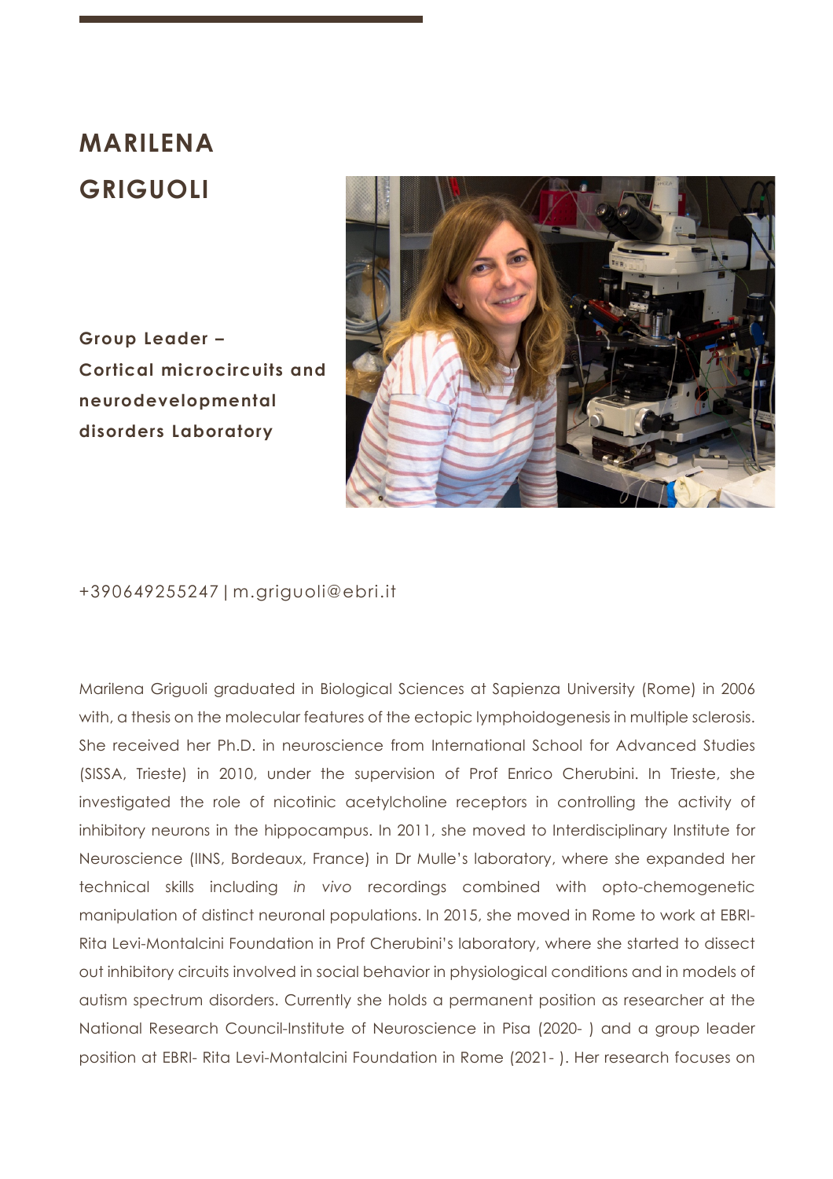# MARILENA GRIGUOLI

**Group Leader – Cortical microcircuits and neurodevelopmental disorders Laboratory**

+390649255247 | m.griguoli@ebri.it

Marilena Griguoli graduated in Biological Sciences at Sapienza University (Rome) in 2006 with, a thesis on the molecular features of the ectopic lymphoidogenesis in multiple sclerosis. She received her Ph.D. in neuroscience from International School for Advanced Studies (SISSA, Trieste) in 2010, under the supervision of Prof Enrico Cherubini. In Trieste, she investigated the role of nicotinic acetylcholine receptors in controlling the activity of inhibitory neurons in the hippocampus. In 2011, she moved to Interdisciplinary Institute for Neuroscience (IINS, Bordeaux, France) in Dr Mulle's laboratory, where she expanded her technical skills including *in vivo* recordings combined with opto-chemogenetic manipulation of distinct neuronal populations. In 2015, she moved in Rome to work at EBRI-Rita Levi-Montalcini Foundation in Prof Cherubini's laboratory, where she started to dissect out inhibitory circuits involved in social behavior in physiological conditions and in models of autism spectrum disorders. Currently she holds a permanent position as researcher at the National Research Council-Institute of Neuroscience in Pisa (2020- ) and a group leader position at EBRI- Rita Levi-Montalcini Foundation in Rome (2021- ). Her research focuses on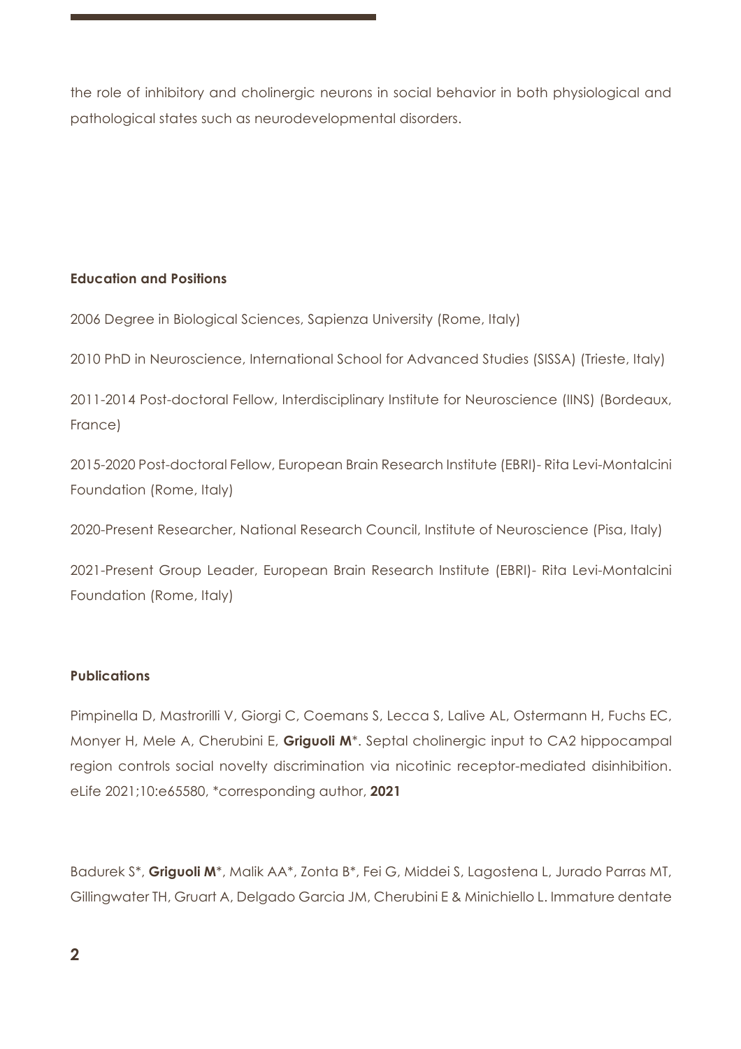the role of inhibitory and cholinergic neurons in social behavior in both physiological and pathological states such as neurodevelopmental disorders.

**Education and Positions**

2006 Degree in Biological Sciences, Sapienza University (Rome, Italy)

2010 PhD in Neuroscience, International School for Advanced Studies (SISSA) (Trieste, Italy)

2011-2014 Post-doctoral Fellow, Interdisciplinary Institute for Neuroscience (IINS) (Bordeaux, France)

2015-2020 Post-doctoral Fellow, European Brain Research Institute (EBRI)- Rita Levi-Montalcini Foundation (Rome, Italy)

2020-Present Researcher, National Research Council, Institute of Neuroscience (Pisa, Italy)

2021-Present Group Leader, European Brain Research Institute (EBRI)- Rita Levi-Montalcini Foundation (Rome, Italy)

**Publications**

Pimpinella D, Mastrorilli V, Giorgi C, Coemans S, Lecca S, Lalive AL, Ostermann H, Fuchs EC, Monyer H, Mele A, Cherubini E, **Griguoli M***. Septal cholinergic input to CA2 hippocampal region controls social novelty discrimination via nicotinic receptor-mediated disinhibition. eLife 2021;10:e65580, *corresponding author, **2021**

Badurek S*, **Griguoli M***, Malik AA*, Zonta B*, Fei G, Middei S, Lagostena L, Jurado Parras MT, Gillingwater TH, Gruart A, Delgado Garcia JM, Cherubini E & Minichiello L. Immature dentate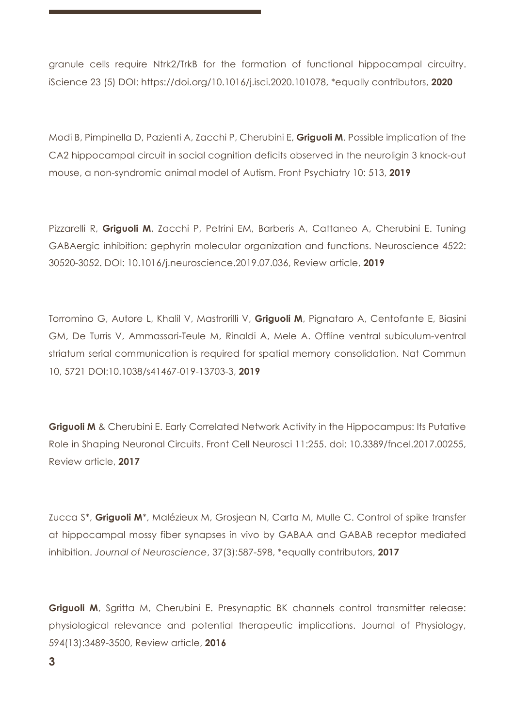granule cells require Ntrk2/TrkB for the formation of functional hippocampal circuitry. iScience 23 (5) DOI: https://doi.org/10.1016/j.isci.2020.101078, *equally contributors, **2020**

Modi B, Pimpinella D, Pazienti A, Zacchi P, Cherubini E, **Griguoli M**. Possible implication of the CA2 hippocampal circuit in social cognition deficits observed in the neuroligin 3 knock-out mouse, a non-syndromic animal model of Autism. Front Psychiatry 10: 513, **2019**

Pizzarelli R, **Griguoli M**, Zacchi P, Petrini EM, Barberis A, Cattaneo A, Cherubini E. Tuning GABAergic inhibition: gephyrin molecular organization and functions. Neuroscience 4522: 30520-3052. DOI: 10.1016/j.neuroscience.2019.07.036, Review article, **2019**

Torromino G, Autore L, Khalil V, Mastrorilli V, **Griguoli M**, Pignataro A, Centofante E, Biasini GM, De Turris V, Ammassari-Teule M, Rinaldi A, Mele A. Offline ventral subiculum-ventral striatum serial communication is required for spatial memory consolidation. Nat Commun 10, 5721 DOI:10.1038/s41467-019-13703-3, **2019**

**Griguoli M** & Cherubini E. Early Correlated Network Activity in the Hippocampus: Its Putative Role in Shaping Neuronal Circuits. Front Cell Neurosci 11:255. doi: 10.3389/fncel.2017.00255, Review article, **2017**

Zucca S*, **Griguoli M***, Malézieux M, Grosjean N, Carta M, Mulle C. Control of spike transfer at hippocampal mossy fiber synapses in vivo by GABAA and GABAB receptor mediated inhibition. *Journal of Neuroscience*, 37(3):587-598, *equally contributors, **2017**

**Griguoli M**, Sgritta M, Cherubini E. Presynaptic BK channels control transmitter release: physiological relevance and potential therapeutic implications. Journal of Physiology, 594(13):3489-3500, Review article, **2016**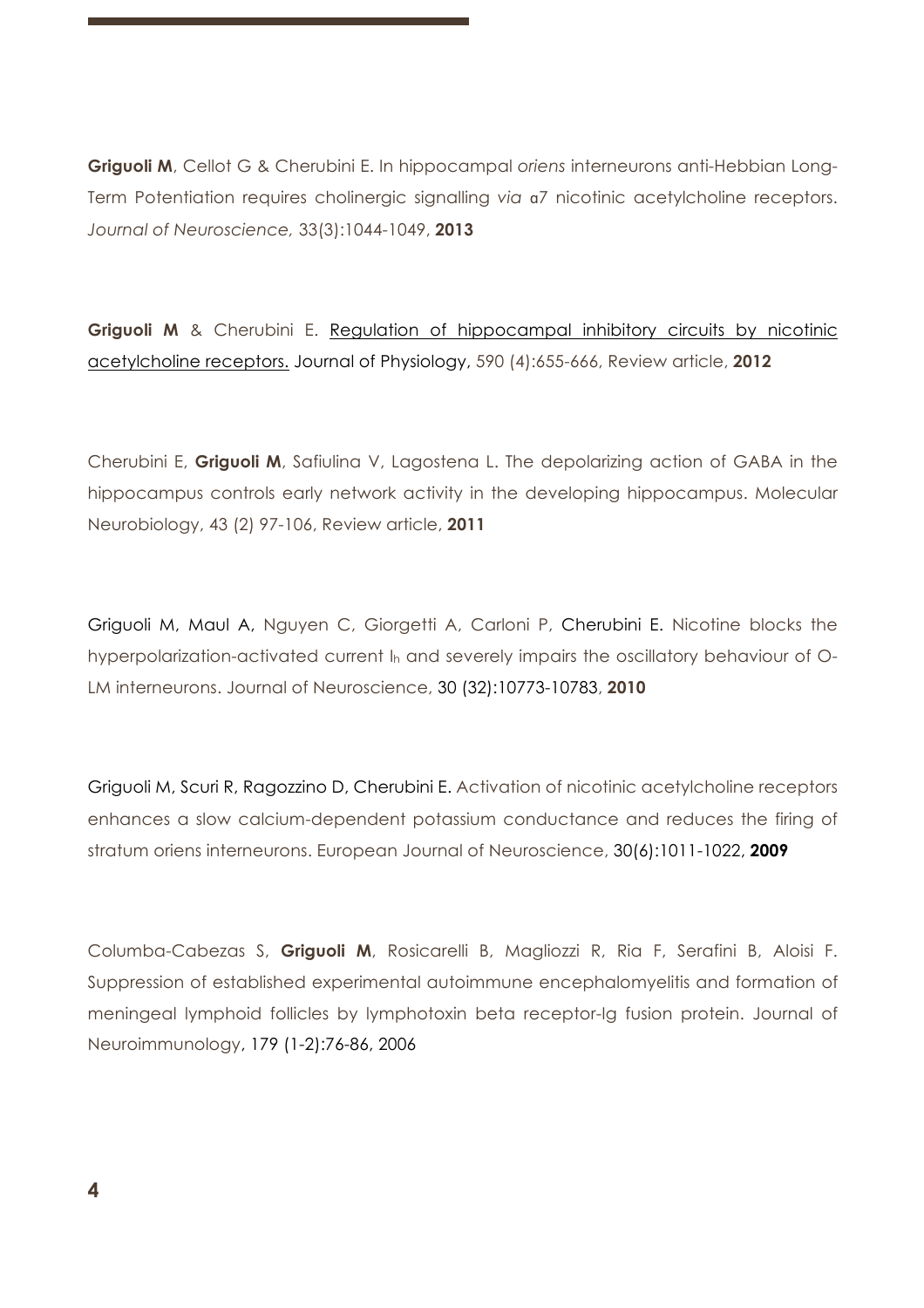**Griguoli M**, Cellot G & Cherubini E. In hippocampal *oriens* interneurons anti-Hebbian Long-Term Potentiation requires cholinergic signalling *via* α7 nicotinic acetylcholine receptors. *Journal of Neuroscience,* 33(3):1044-1049, **2013**

**Griguoli M** & Cherubini E. Regulation of hippocampal inhibitory circuits by nicotinic acetylcholine receptors. Journal of Physiology, 590 (4):655-666, Review article, **2012**

Cherubini E, **Griguoli M**, Safiulina V, Lagostena L. The depolarizing action of GABA in the hippocampus controls early network activity in the developing hippocampus. Molecular Neurobiology, 43 (2) 97-106, Review article, **2011**

Griguoli M, Maul A, Nguyen C, Giorgetti A, Carloni P, Cherubini E. Nicotine blocks the hyperpolarization-activated current $I_h$ and severely impairs the oscillatory behaviour of O-LM interneurons. Journal of Neuroscience, 30 (32):10773-10783, **2010**

Griguoli M, Scuri R, Ragozzino D, Cherubini E. Activation of nicotinic acetylcholine receptors enhances a slow calcium-dependent potassium conductance and reduces the firing of stratum oriens interneurons. European Journal of Neuroscience, 30(6):1011-1022, **2009**

Columba-Cabezas S, **Griguoli M**, Rosicarelli B, Magliozzi R, Ria F, Serafini B, Aloisi F. Suppression of established experimental autoimmune encephalomyelitis and formation of meningeal lymphoid follicles by lymphotoxin beta receptor-Ig fusion protein. Journal of Neuroimmunology, 179 (1-2):76-86, 2006